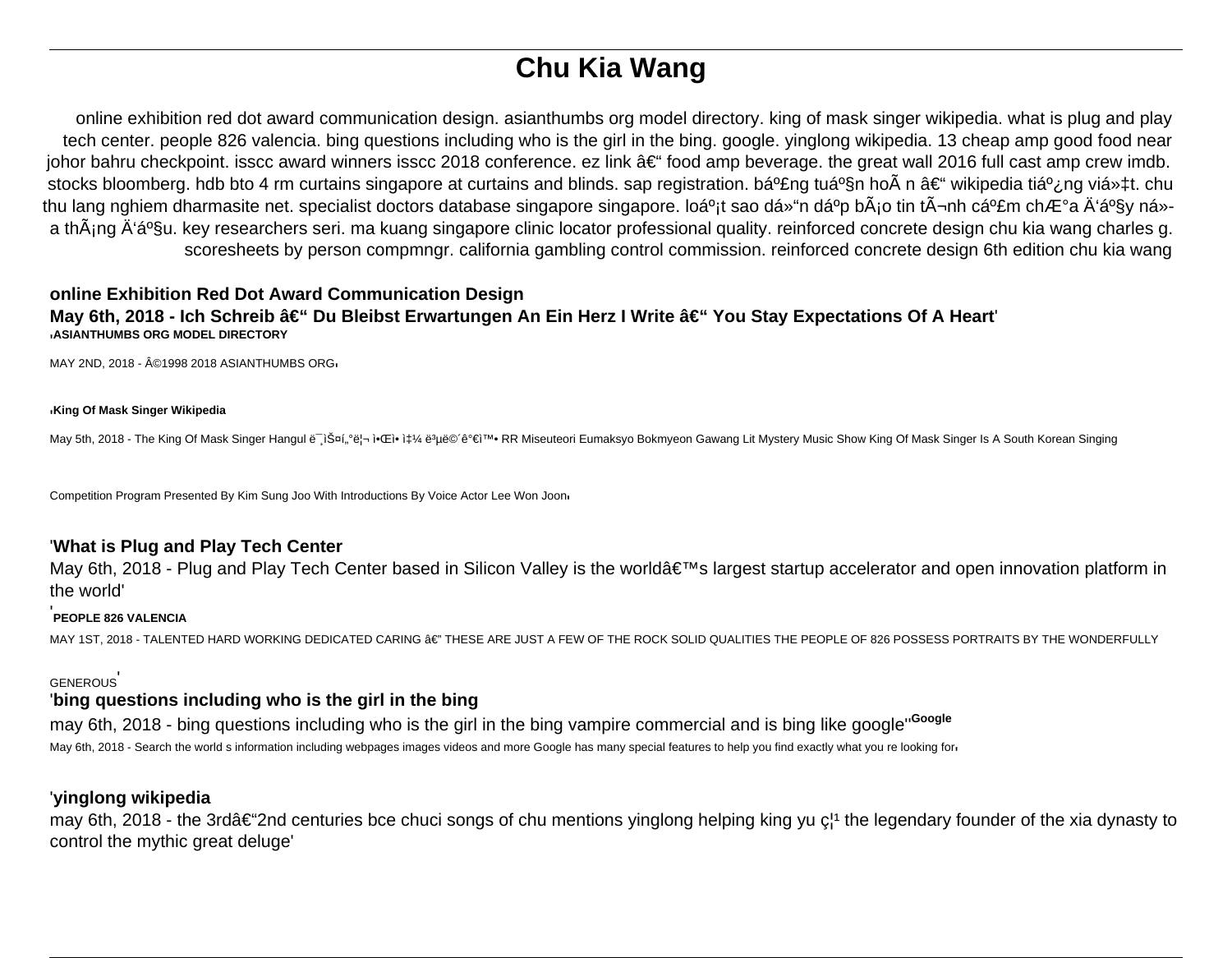# Chu Kia Wang

online exhibition red dot award communication design. asianthumbs org model directory. king of mask singer wikipedia. what is plug and play tech center. people 826 valencia. bing questions including who is the girl in the bing. google. yinglong wikipedia. 13 cheap amp good food near johor bahru checkpoint. isscc award winners isscc 2018 conference. ez link â€“ food amp beverage. the great wall 2016 full cast amp crew imdb. stocks bloomberg. hdb bto 4 rm curtains singapore at curtains and blinds. sap registration. báº£ng tuáº§n hoÃ n â€“ wikipedia tiáº¿ng viá»‡t. chu thu lang nghiem dharmasite net. specialist doctors database singapore singapore. loáº¡t sao dá»“n dáº­p bÃ¡o tin tÃ¬nh cáº£m chÆ°a Ä‘áº§y ná»­a thÃ¡ng Ä‘áº§u. key researchers seri. ma kuang singapore clinic locator professional quality. reinforced concrete design chu kia wang charles g. scoresheets by person compmngr. california gambling control commission. reinforced concrete design 6th edition chu kia wang

**online Exhibition Red Dot Award Communication Design**

**May 6th, 2018 - Ich Schreib â€“ Du Bleibst Erwartungen An Ein Herz I Write â€“ You Stay Expectations Of A Heart**'

'**ASIANTHUMBS ORG MODEL DIRECTORY**

MAY 2ND, 2018 - Â©1998 2018 ASIANTHUMBS ORG'

'**King Of Mask Singer Wikipedia**

May 5th, 2018 - The King Of Mask Singer Hangul ë¯¸ìŠ¤í„°ë¦¬ ìŒì•… ì‡¼ ë³µë©´ê°€ì™• RR Miseuteori Eumaksyo Bokmyeon Gawang Lit Mystery Music Show King Of Mask Singer Is A South Korean Singing Competition Program Presented By Kim Sung Joo With Introductions By Voice Actor Lee Won Joon'

'**What is Plug and Play Tech Center**

May 6th, 2018 - Plug and Play Tech Center based in Silicon Valley is the worldâ€™s largest startup accelerator and open innovation platform in the world'

'**PEOPLE 826 VALENCIA**

MAY 1ST, 2018 - TALENTED HARD WORKING DEDICATED CARING â€" THESE ARE JUST A FEW OF THE ROCK SOLID QUALITIES THE PEOPLE OF 826 POSSESS PORTRAITS BY THE WONDERFULLY GENEROUS'

'**bing questions including who is the girl in the bing**

may 6th, 2018 - bing questions including who is the girl in the bing vampire commercial and is bing like google''**Google**

May 6th, 2018 - Search the world s information including webpages images videos and more Google has many special features to help you find exactly what you re looking for'

'**yinglong wikipedia**

may 6th, 2018 - the 3rdâ€“2nd centuries bce chuci songs of chu mentions yinglong helping king yu ç¦¹ the legendary founder of the xia dynasty to control the mythic great deluge'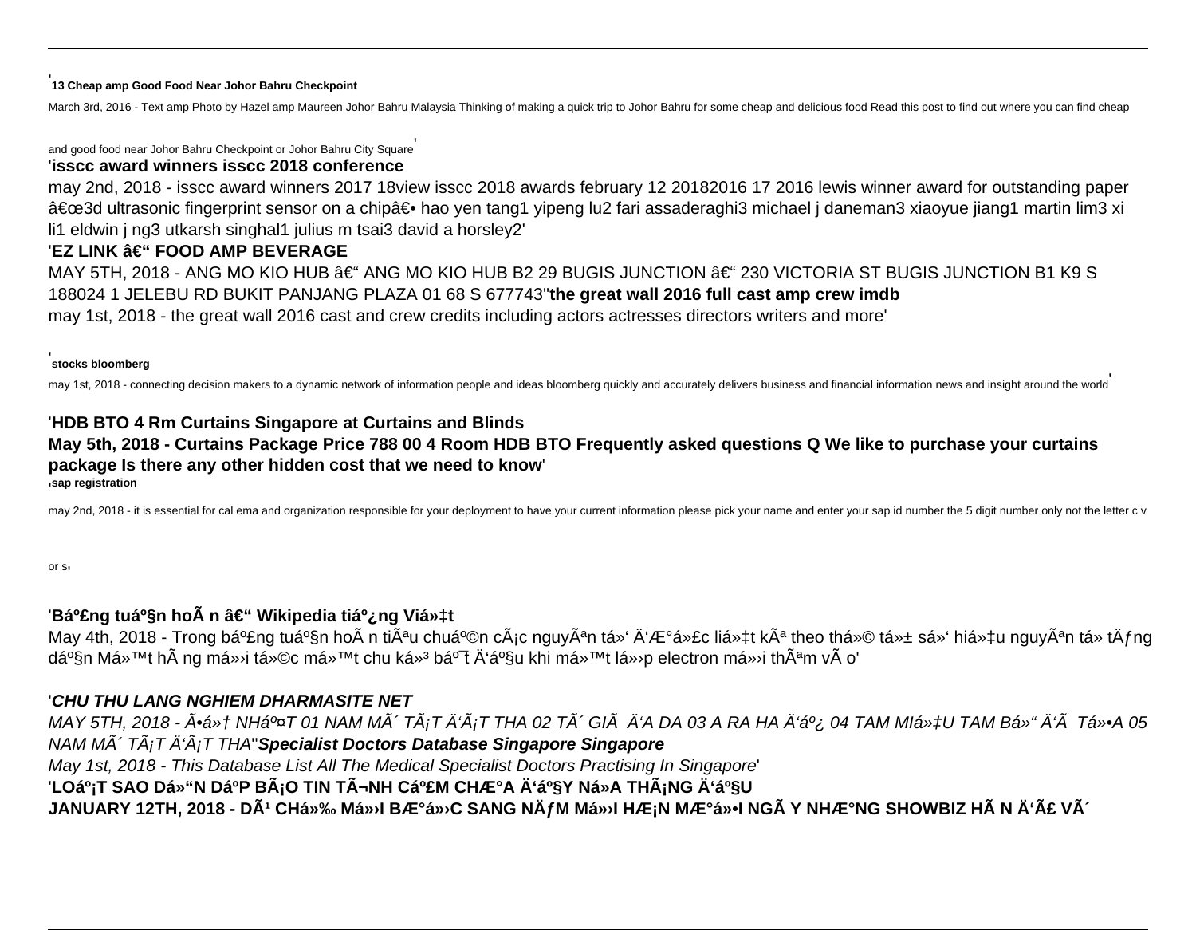'**13 Cheap amp Good Food Near Johor Bahru Checkpoint**

March 3rd, 2016 - Text amp Photo by Hazel amp Maureen Johor Bahru Malaysia Thinking of making a quick trip to Johor Bahru for some cheap and delicious food Read this post to find out where you can find cheap and good food near Johor Bahru Checkpoint or Johor Bahru City Square'

'**isscc award winners isscc 2018 conference**

may 2nd, 2018 - isscc award winners 2017 18view isscc 2018 awards february 12 20182016 17 2016 lewis winner award for outstanding paper â€œ3d ultrasonic fingerprint sensor on a chipâ€• hao yen tang1 yipeng lu2 fari assaderaghi3 michael j daneman3 xiaoyue jiang1 martin lim3 xi li1 eldwin j ng3 utkarsh singhal1 julius m tsai3 david a horsley2'

'**EZ LINK â€" FOOD AMP BEVERAGE**

MAY 5TH, 2018 - ANG MO KIO HUB â€" ANG MO KIO HUB B2 29 BUGIS JUNCTION â€" 230 VICTORIA ST BUGIS JUNCTION B1 K9 S 188024 1 JELEBU RD BUKIT PANJANG PLAZA 01 68 S 677743''**the great wall 2016 full cast amp crew imdb**

may 1st, 2018 - the great wall 2016 cast and crew credits including actors actresses directors writers and more'

'**stocks bloomberg**

may 1st, 2018 - connecting decision makers to a dynamic network of information people and ideas bloomberg quickly and accurately delivers business and financial information news and insight around the world'

'**HDB BTO 4 Rm Curtains Singapore at Curtains and Blinds**

**May 5th, 2018 - Curtains Package Price 788 00 4 Room HDB BTO Frequently asked questions Q We like to purchase your curtains package Is there any other hidden cost that we need to know**'

'**sap registration**

may 2nd, 2018 - it is essential for cal ema and organization responsible for your deployment to have your current information please pick your name and enter your sap id number the 5 digit number only not the letter c v or s'

'**Báº£ng tuáº§n hoÃ n â€" Wikipedia tiáº¿ng Viá»‡t**

May 4th, 2018 - Trong báº£ng tuáº§n hoÃ n tiÃªu chuáº©n cÃ¡c nguyÃªn tá»' Ä'Æ°á»£c liá»‡t kÃª theo thá»© tá»± sá»' hiá»‡u nguyÃªn tá» tÄƒng dáº§n Má»™t hÃ ng má»›i tá»©c má»™t chu ká»³ báº¯t Ä'áº§u khi má»™t lá»›p electron má»›i thÃªm vÃ o'

'***CHU THU LANG NGHIEM DHARMASITE NET***

*MAY 5TH, 2018 - Ã•á»† NHáº¤T 01 NAM MÃ´ TÃ¡T Ä'Ã¡T THA 02 TÃ´ GIÃ Ä'A DA 03 A RA HA Ä'áº¿ 04 TAM MIá»‡U TAM Bá»" Ä'Ã Tá»•A 05 NAM MÃ´ TÃ¡T Ä'Ã¡T THA*''***Specialist Doctors Database Singapore Singapore***

*May 1st, 2018 - This Database List All The Medical Specialist Doctors Practising In Singapore*'

'**LOáº¡T SAO Dá»"N Dáº P BÃ¡O TIN TÃ¬NH Cáº£M CHÆ°A Ä'áº§Y Ná»A THÃ¡NG Ä'áº§U**

**JANUARY 12TH, 2018 - DÃ¹ CHá»‰ Má»›I BÆ°á»›C SANG NÄƒM Má»›I HÆ¡N MÆ°á»•I NGÃ Y NHÆ°NG SHOWBIZ HÃ N Ä'Ã£ VÃ´**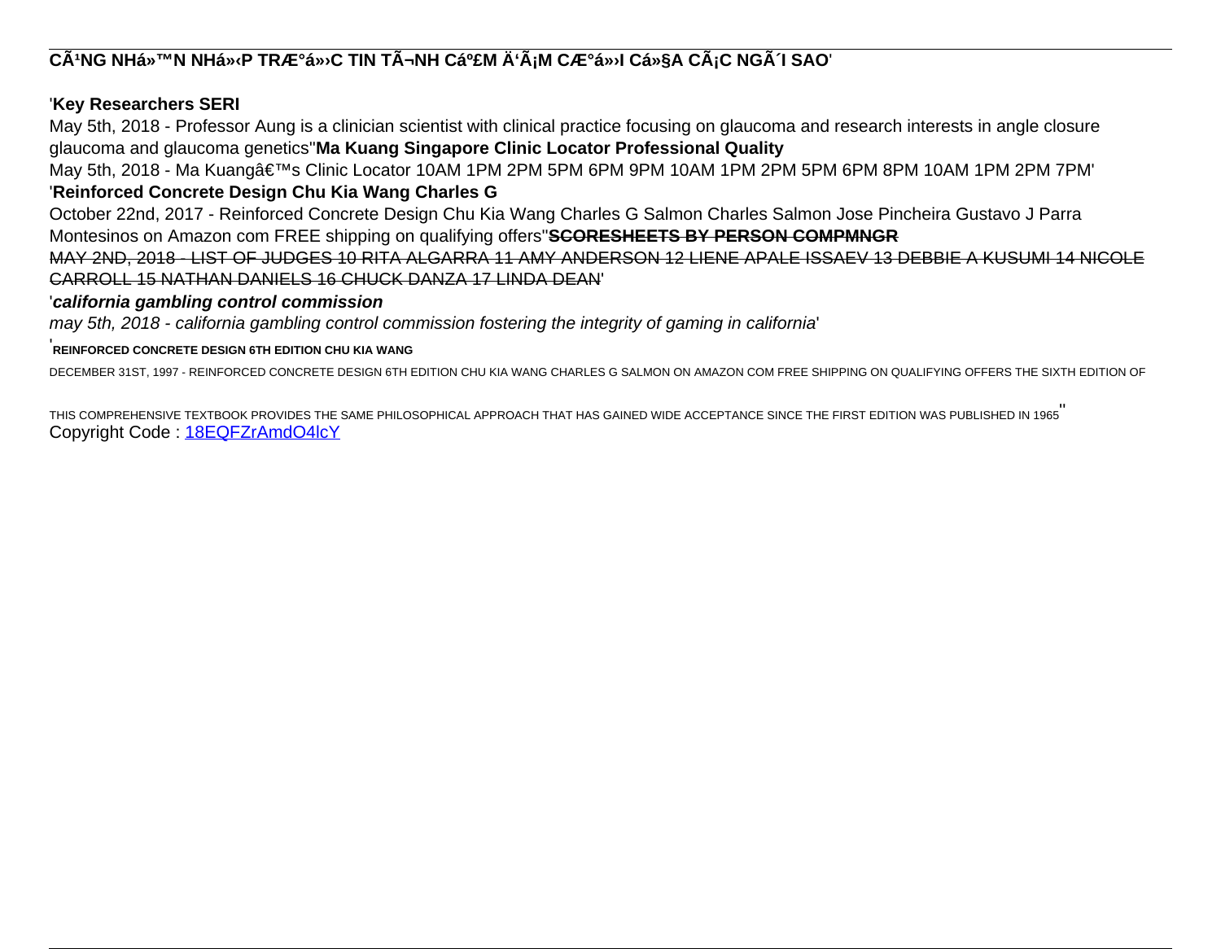CÃ¹NG NHá»™N NHá»‹P TRÆ°á»›C TIN TÃ¬NH Cáº£M Ä'Ã¡M CÆ°á»›I Cá»§A CÃ¡C NGÃ´I SAO'

'**Key Researchers SERI**

May 5th, 2018 - Professor Aung is a clinician scientist with clinical practice focusing on glaucoma and research interests in angle closure glaucoma and glaucoma genetics''**Ma Kuang Singapore Clinic Locator Professional Quality**

May 5th, 2018 - Ma Kuangâ€™s Clinic Locator 10AM 1PM 2PM 5PM 6PM 9PM 10AM 1PM 2PM 5PM 6PM 8PM 10AM 1PM 2PM 7PM'

'**Reinforced Concrete Design Chu Kia Wang Charles G**

October 22nd, 2017 - Reinforced Concrete Design Chu Kia Wang Charles G Salmon Charles Salmon Jose Pincheira Gustavo J Parra Montesinos on Amazon com FREE shipping on qualifying offers''~~**SCORESHEETS BY PERSON COMPMNGR**~~

~~MAY 2ND, 2018 - LIST OF JUDGES 10 RITA ALGARRA 11 AMY ANDERSON 12 LIENE APALE ISSAEV 13 DEBBIE A KUSUMI 14 NICOLE CARROLL 15 NATHAN DANIELS 16 CHUCK DANZA 17 LINDA DEAN~~'

'***california gambling control commission***

*may 5th, 2018 - california gambling control commission fostering the integrity of gaming in california*'

'**REINFORCED CONCRETE DESIGN 6TH EDITION CHU KIA WANG**

DECEMBER 31ST, 1997 - REINFORCED CONCRETE DESIGN 6TH EDITION CHU KIA WANG CHARLES G SALMON ON AMAZON COM FREE SHIPPING ON QUALIFYING OFFERS THE SIXTH EDITION OF THIS COMPREHENSIVE TEXTBOOK PROVIDES THE SAME PHILOSOPHICAL APPROACH THAT HAS GAINED WIDE ACCEPTANCE SINCE THE FIRST EDITION WAS PUBLISHED IN 1965''

Copyright Code : 18EQFZrAmdO4lcY